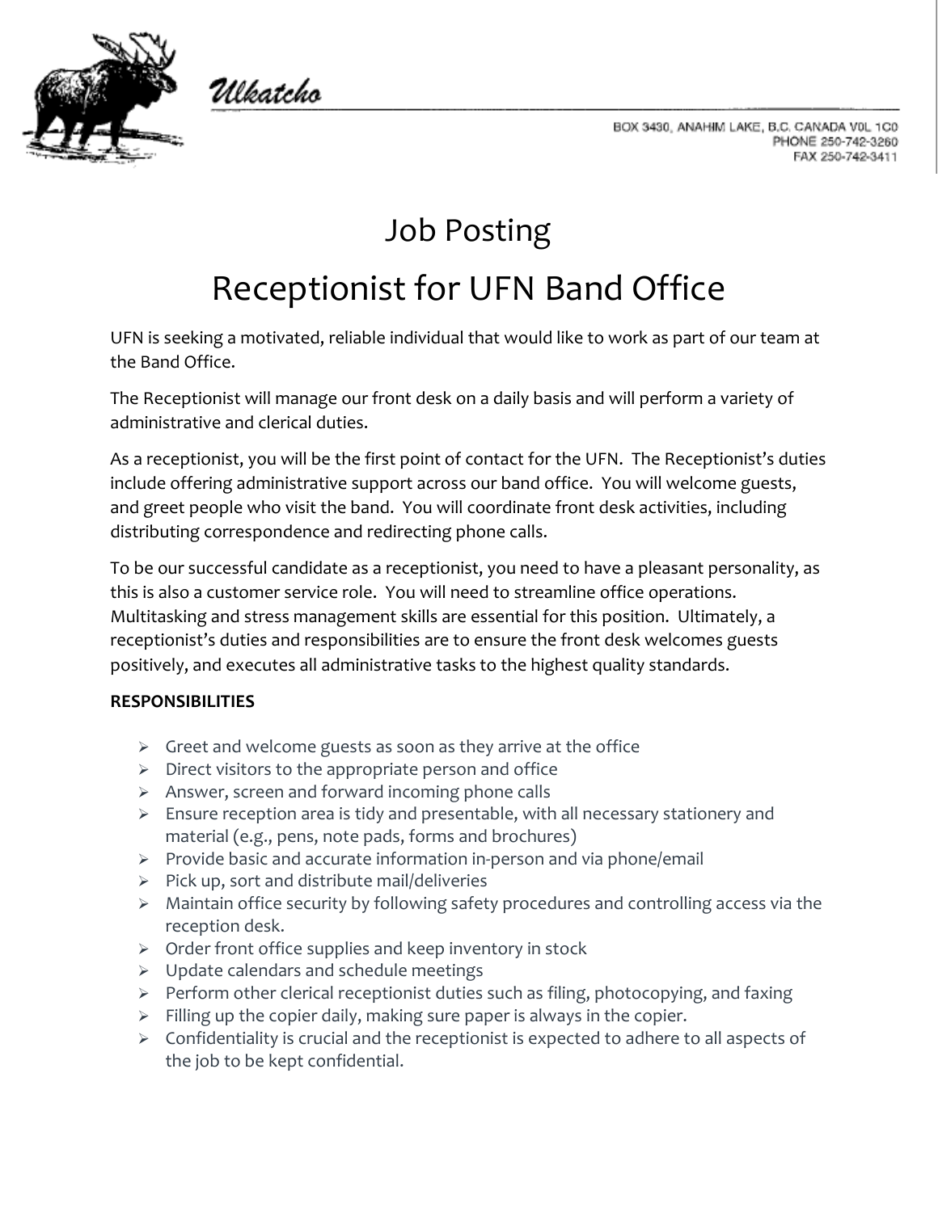*Ulkatcho*

BOX 3430, ANAHIM LAKE, B.C. CANADA V0L 1C0
PHONE 250-742-3260
FAX 250-742-3411

# Job Posting

# Receptionist for UFN Band Office

UFN is seeking a motivated, reliable individual that would like to work as part of our team at the Band Office.

The Receptionist will manage our front desk on a daily basis and will perform a variety of administrative and clerical duties.

As a receptionist, you will be the first point of contact for the UFN. The Receptionist's duties include offering administrative support across our band office. You will welcome guests, and greet people who visit the band. You will coordinate front desk activities, including distributing correspondence and redirecting phone calls.

To be our successful candidate as a receptionist, you need to have a pleasant personality, as this is also a customer service role. You will need to streamline office operations. Multitasking and stress management skills are essential for this position. Ultimately, a receptionist's duties and responsibilities are to ensure the front desk welcomes guests positively, and executes all administrative tasks to the highest quality standards.

**RESPONSIBILITIES**

- Greet and welcome guests as soon as they arrive at the office
- Direct visitors to the appropriate person and office
- Answer, screen and forward incoming phone calls
- Ensure reception area is tidy and presentable, with all necessary stationery and material (e.g., pens, note pads, forms and brochures)
- Provide basic and accurate information in-person and via phone/email
- Pick up, sort and distribute mail/deliveries
- Maintain office security by following safety procedures and controlling access via the reception desk.
- Order front office supplies and keep inventory in stock
- Update calendars and schedule meetings
- Perform other clerical receptionist duties such as filing, photocopying, and faxing
- Filling up the copier daily, making sure paper is always in the copier.
- Confidentiality is crucial and the receptionist is expected to adhere to all aspects of the job to be kept confidential.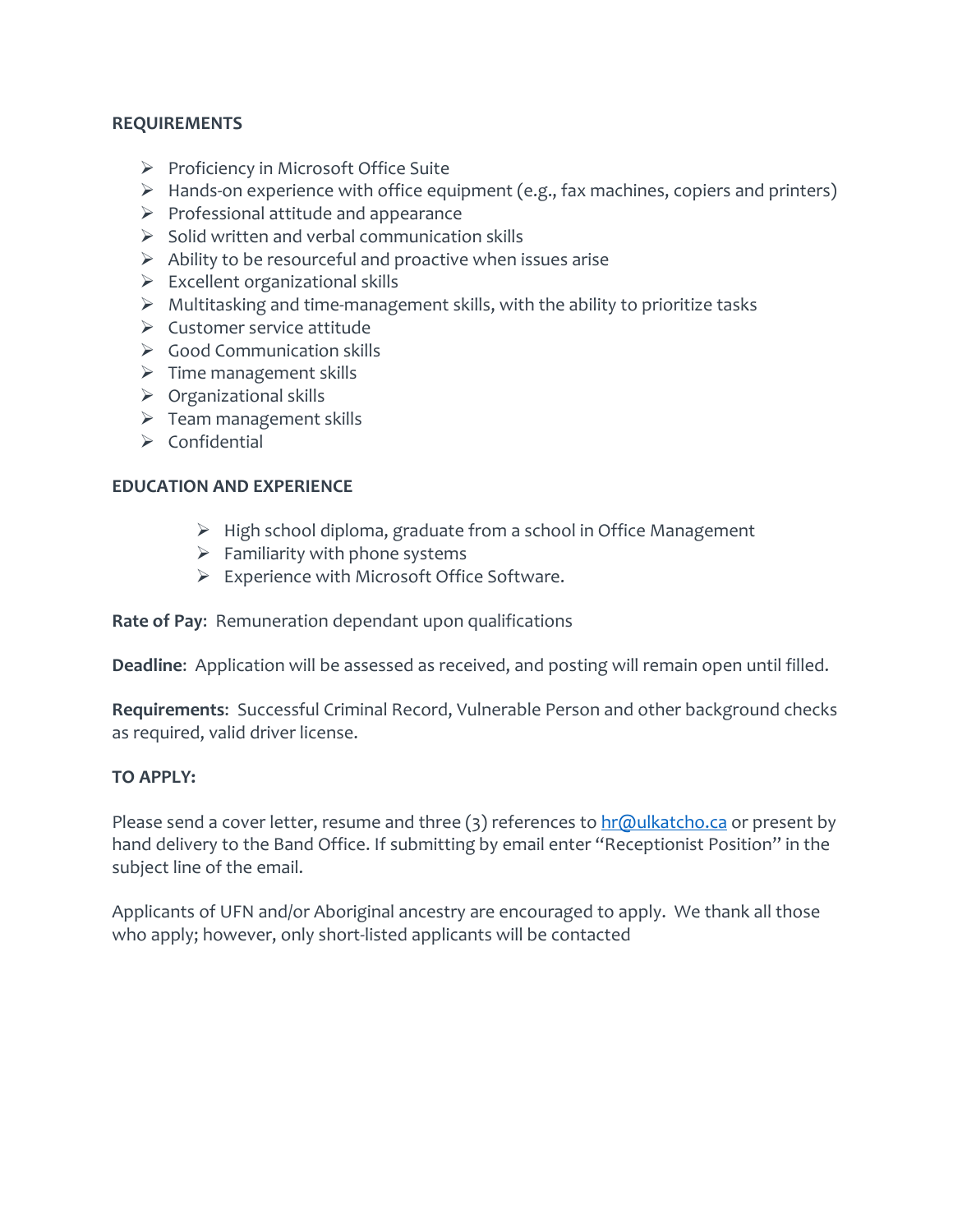**REQUIREMENTS**

- Proficiency in Microsoft Office Suite
- Hands-on experience with office equipment (e.g., fax machines, copiers and printers)
- Professional attitude and appearance
- Solid written and verbal communication skills
- Ability to be resourceful and proactive when issues arise
- Excellent organizational skills
- Multitasking and time-management skills, with the ability to prioritize tasks
- Customer service attitude
- Good Communication skills
- Time management skills
- Organizational skills
- Team management skills
- Confidential

**EDUCATION AND EXPERIENCE**

- High school diploma, graduate from a school in Office Management
- Familiarity with phone systems
- Experience with Microsoft Office Software.

**Rate of Pay**: Remuneration dependant upon qualifications

**Deadline**: Application will be assessed as received, and posting will remain open until filled.

**Requirements**: Successful Criminal Record, Vulnerable Person and other background checks as required, valid driver license.

**TO APPLY:**

Please send a cover letter, resume and three (3) references to hr@ulkatcho.ca or present by hand delivery to the Band Office. If submitting by email enter "Receptionist Position" in the subject line of the email.

Applicants of UFN and/or Aboriginal ancestry are encouraged to apply. We thank all those who apply; however, only short-listed applicants will be contacted